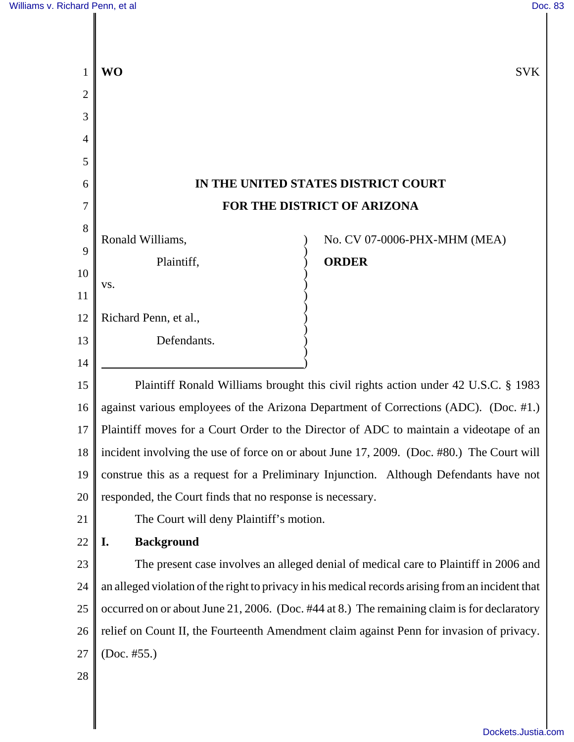**WO** SVK

**IN THE UNITED STATES DISTRICT COURT**

**FOR THE DISTRICT OF ARIZONA**

Ronald Williams,

Plaintiff,

vs.

Richard Penn, et al.,

Defendants.

No. CV 07-0006-PHX-MHM (MEA)

**ORDER**

Plaintiff Ronald Williams brought this civil rights action under 42 U.S.C. § 1983 against various employees of the Arizona Department of Corrections (ADC). (Doc. #1.) Plaintiff moves for a Court Order to the Director of ADC to maintain a videotape of an incident involving the use of force on or about June 17, 2009. (Doc. #80.) The Court will construe this as a request for a Preliminary Injunction. Although Defendants have not responded, the Court finds that no response is necessary.

The Court will deny Plaintiff's motion.

## I. Background

The present case involves an alleged denial of medical care to Plaintiff in 2006 and an alleged violation of the right to privacy in his medical records arising from an incident that occurred on or about June 21, 2006. (Doc. #44 at 8.) The remaining claim is for declaratory relief on Count II, the Fourteenth Amendment claim against Penn for invasion of privacy. (Doc. #55.)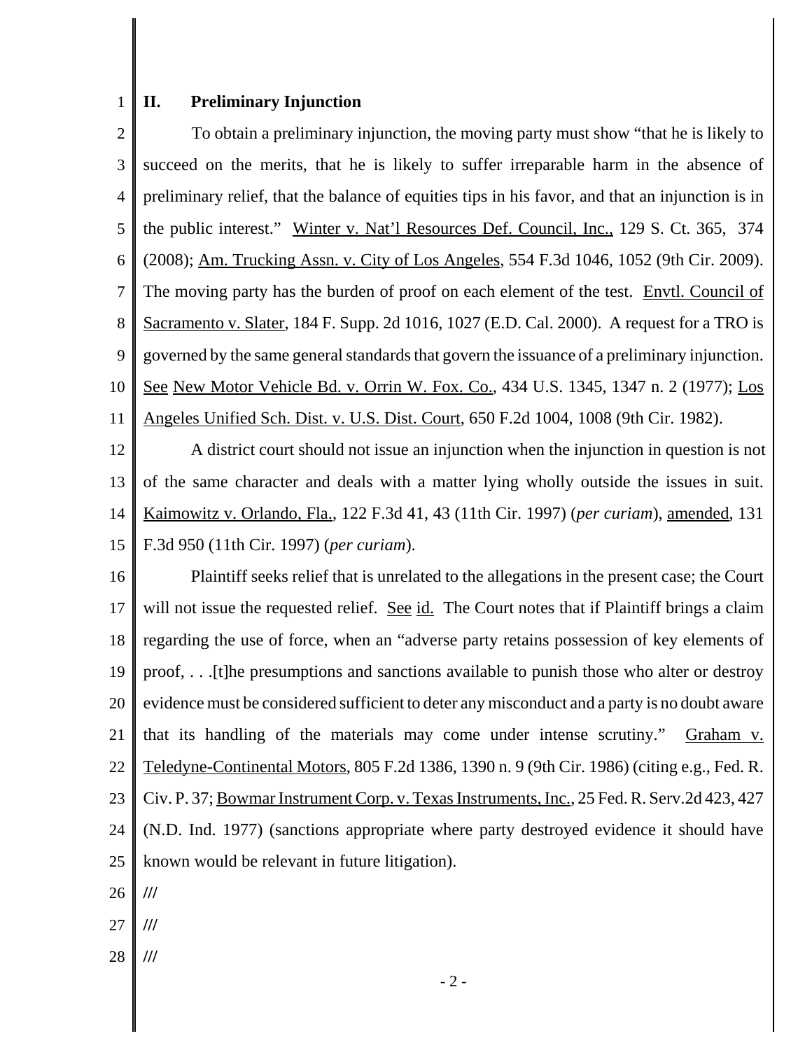## II. Preliminary Injunction

To obtain a preliminary injunction, the moving party must show "that he is likely to succeed on the merits, that he is likely to suffer irreparable harm in the absence of preliminary relief, that the balance of equities tips in his favor, and that an injunction is in the public interest." Winter v. Nat'l Resources Def. Council, Inc., 129 S. Ct. 365, 374 (2008); Am. Trucking Assn. v. City of Los Angeles, 554 F.3d 1046, 1052 (9th Cir. 2009). The moving party has the burden of proof on each element of the test. Envtl. Council of Sacramento v. Slater, 184 F. Supp. 2d 1016, 1027 (E.D. Cal. 2000). A request for a TRO is governed by the same general standards that govern the issuance of a preliminary injunction. See New Motor Vehicle Bd. v. Orrin W. Fox. Co., 434 U.S. 1345, 1347 n. 2 (1977); Los Angeles Unified Sch. Dist. v. U.S. Dist. Court, 650 F.2d 1004, 1008 (9th Cir. 1982).

A district court should not issue an injunction when the injunction in question is not of the same character and deals with a matter lying wholly outside the issues in suit. Kaimowitz v. Orlando, Fla., 122 F.3d 41, 43 (11th Cir. 1997) (*per curiam*), amended, 131 F.3d 950 (11th Cir. 1997) (*per curiam*).

Plaintiff seeks relief that is unrelated to the allegations in the present case; the Court will not issue the requested relief. See id. The Court notes that if Plaintiff brings a claim regarding the use of force, when an "adverse party retains possession of key elements of proof, . . .[t]he presumptions and sanctions available to punish those who alter or destroy evidence must be considered sufficient to deter any misconduct and a party is no doubt aware that its handling of the materials may come under intense scrutiny." Graham v. Teledyne-Continental Motors, 805 F.2d 1386, 1390 n. 9 (9th Cir. 1986) (citing e.g., Fed. R. Civ. P. 37; Bowmar Instrument Corp. v. Texas Instruments, Inc., 25 Fed. R. Serv.2d 423, 427 (N.D. Ind. 1977) (sanctions appropriate where party destroyed evidence it should have known would be relevant in future litigation).

///

///

///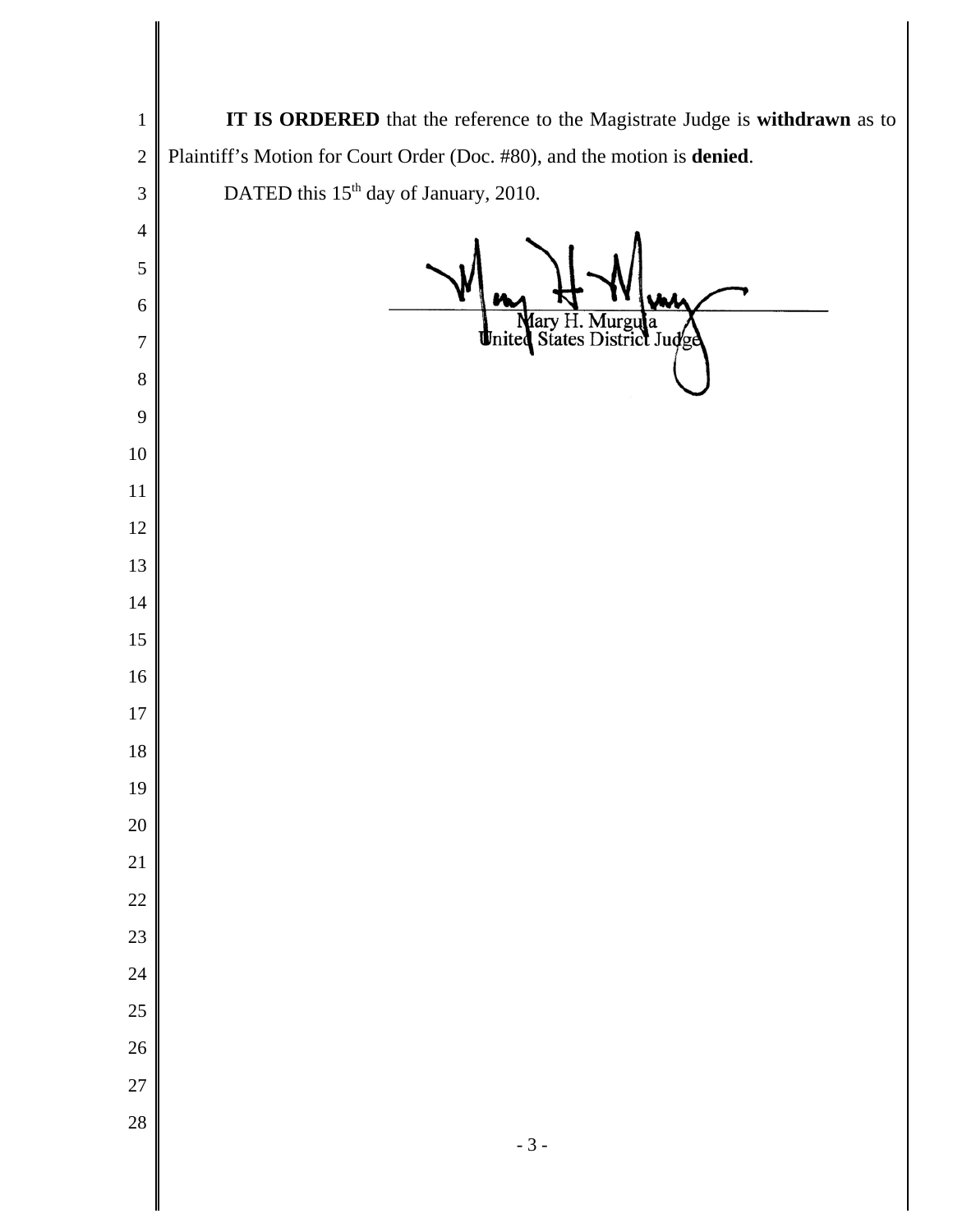**IT IS ORDERED** that the reference to the Magistrate Judge is **withdrawn** as to Plaintiff's Motion for Court Order (Doc. #80), and the motion is **denied**.

DATED this 15th day of January, 2010.

Mary H. Murguia
United States District Judge